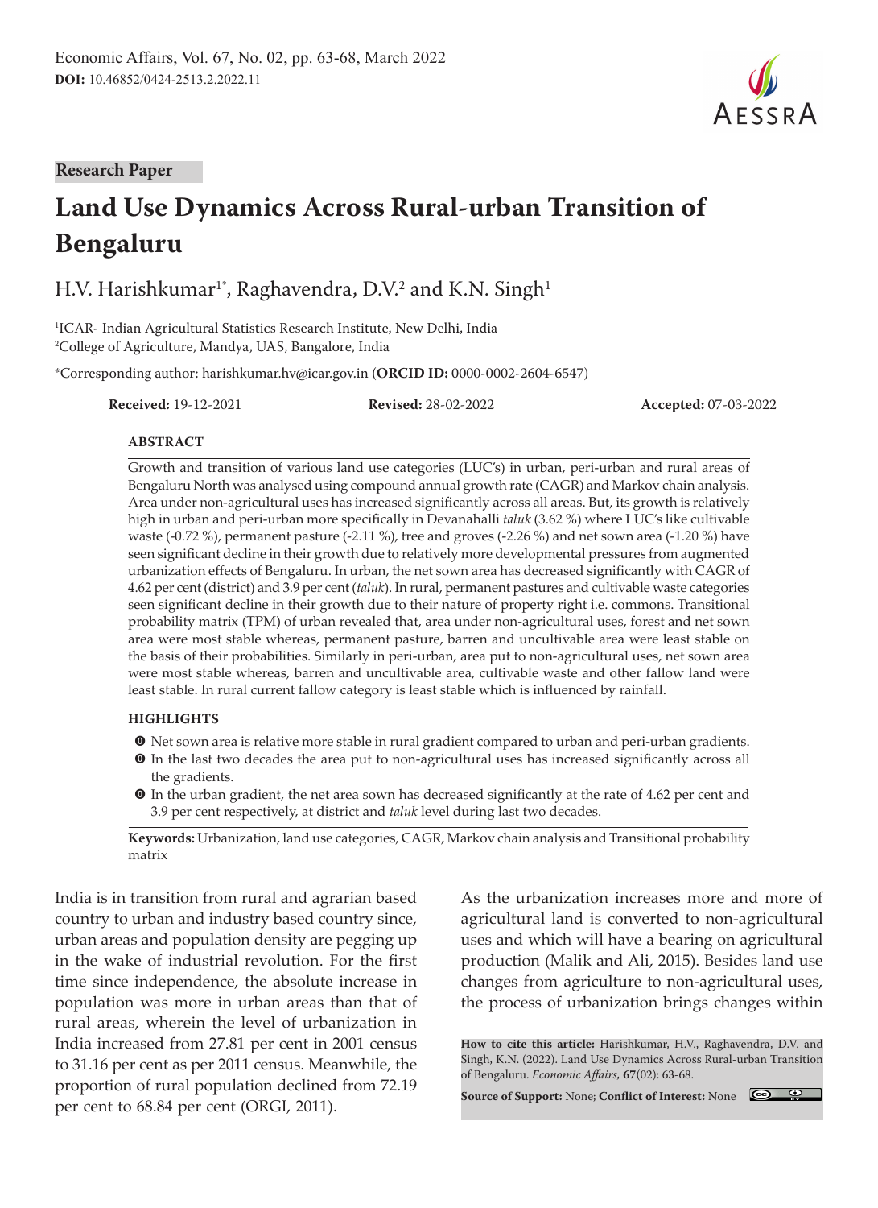Research Paper

# Land Use Dynamics Across Rural-urban Transition of Bengaluru

H.V. Harishkumar[1*], Raghavendra, D.V.[2] and K.N. Singh[1]

[1]ICAR- Indian Agricultural Statistics Research Institute, New Delhi, India
[2]College of Agriculture, Mandya, UAS, Bangalore, India

*Corresponding author: harishkumar.hv@icar.gov.in (**ORCID ID:** 0000-0002-2604-6547)

**Received:** 19-12-2021 **Revised:** 28-02-2022 **Accepted:** 07-03-2022

## ABSTRACT

Growth and transition of various land use categories (LUC's) in urban, peri-urban and rural areas of Bengaluru North was analysed using compound annual growth rate (CAGR) and Markov chain analysis. Area under non-agricultural uses has increased significantly across all areas. But, its growth is relatively high in urban and peri-urban more specifically in Devanahalli *taluk* (3.62 %) where LUC's like cultivable waste (-0.72 %), permanent pasture (-2.11 %), tree and groves (-2.26 %) and net sown area (-1.20 %) have seen significant decline in their growth due to relatively more developmental pressures from augmented urbanization effects of Bengaluru. In urban, the net sown area has decreased significantly with CAGR of 4.62 per cent (district) and 3.9 per cent (*taluk*). In rural, permanent pastures and cultivable waste categories seen significant decline in their growth due to their nature of property right i.e. commons. Transitional probability matrix (TPM) of urban revealed that, area under non-agricultural uses, forest and net sown area were most stable whereas, permanent pasture, barren and uncultivable area were least stable on the basis of their probabilities. Similarly in peri-urban, area put to non-agricultural uses, net sown area were most stable whereas, barren and uncultivable area, cultivable waste and other fallow land were least stable. In rural current fallow category is least stable which is influenced by rainfall.

## HIGHLIGHTS

- Net sown area is relative more stable in rural gradient compared to urban and peri-urban gradients.
- In the last two decades the area put to non-agricultural uses has increased significantly across all the gradients.
- In the urban gradient, the net area sown has decreased significantly at the rate of 4.62 per cent and 3.9 per cent respectively, at district and *taluk* level during last two decades.

**Keywords:** Urbanization, land use categories, CAGR, Markov chain analysis and Transitional probability matrix

India is in transition from rural and agrarian based country to urban and industry based country since, urban areas and population density are pegging up in the wake of industrial revolution. For the first time since independence, the absolute increase in population was more in urban areas than that of rural areas, wherein the level of urbanization in India increased from 27.81 per cent in 2001 census to 31.16 per cent as per 2011 census. Meanwhile, the proportion of rural population declined from 72.19 per cent to 68.84 per cent (ORGI, 2011).

As the urbanization increases more and more of agricultural land is converted to non-agricultural uses and which will have a bearing on agricultural production (Malik and Ali, 2015). Besides land use changes from agriculture to non-agricultural uses, the process of urbanization brings changes within

**How to cite this article:** Harishkumar, H.V., Raghavendra, D.V. and Singh, K.N. (2022). Land Use Dynamics Across Rural-urban Transition of Bengaluru. *Economic Affairs*, **67**(02): 63-68.

**Source of Support:** None; **Conflict of Interest:** None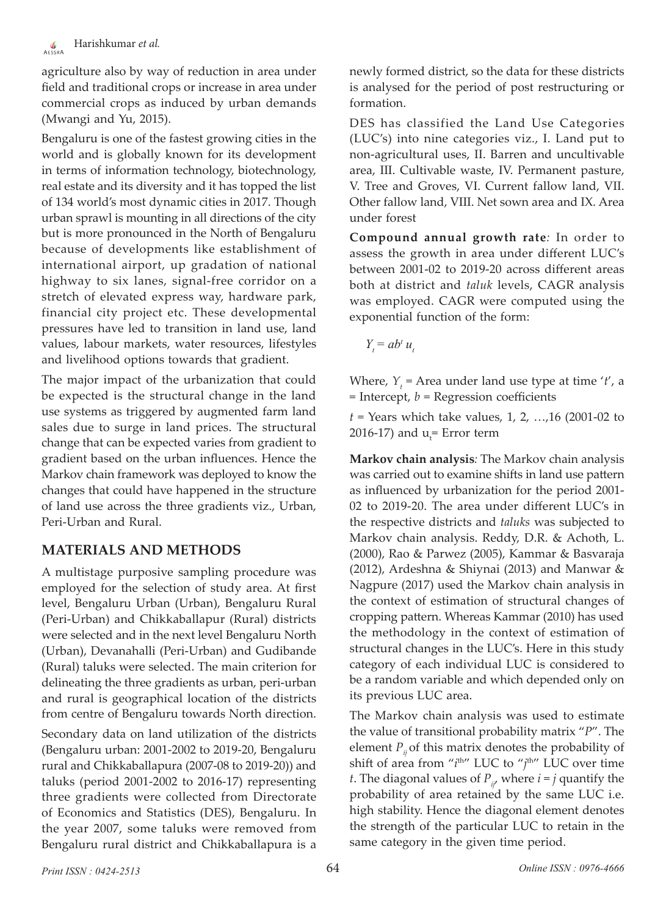agriculture also by way of reduction in area under field and traditional crops or increase in area under commercial crops as induced by urban demands (Mwangi and Yu, 2015).

Bengaluru is one of the fastest growing cities in the world and is globally known for its development in terms of information technology, biotechnology, real estate and its diversity and it has topped the list of 134 world's most dynamic cities in 2017. Though urban sprawl is mounting in all directions of the city but is more pronounced in the North of Bengaluru because of developments like establishment of international airport, up gradation of national highway to six lanes, signal-free corridor on a stretch of elevated express way, hardware park, financial city project etc. These developmental pressures have led to transition in land use, land values, labour markets, water resources, lifestyles and livelihood options towards that gradient.

The major impact of the urbanization that could be expected is the structural change in the land use systems as triggered by augmented farm land sales due to surge in land prices. The structural change that can be expected varies from gradient to gradient based on the urban influences. Hence the Markov chain framework was deployed to know the changes that could have happened in the structure of land use across the three gradients viz., Urban, Peri-Urban and Rural.

## MATERIALS AND METHODS

A multistage purposive sampling procedure was employed for the selection of study area. At first level, Bengaluru Urban (Urban), Bengaluru Rural (Peri-Urban) and Chikkaballapur (Rural) districts were selected and in the next level Bengaluru North (Urban), Devanahalli (Peri-Urban) and Gudibande (Rural) taluks were selected. The main criterion for delineating the three gradients as urban, peri-urban and rural is geographical location of the districts from centre of Bengaluru towards North direction.

Secondary data on land utilization of the districts (Bengaluru urban: 2001-2002 to 2019-20, Bengaluru rural and Chikkaballapura (2007-08 to 2019-20)) and taluks (period 2001-2002 to 2016-17) representing three gradients were collected from Directorate of Economics and Statistics (DES), Bengaluru. In the year 2007, some taluks were removed from Bengaluru rural district and Chikkaballapura is a newly formed district, so the data for these districts is analysed for the period of post restructuring or formation.

DES has classified the Land Use Categories (LUC's) into nine categories viz., I. Land put to non-agricultural uses, II. Barren and uncultivable area, III. Cultivable waste, IV. Permanent pasture, V. Tree and Groves, VI. Current fallow land, VII. Other fallow land, VIII. Net sown area and IX. Area under forest

**Compound annual growth rate***:* In order to assess the growth in area under different LUC's between 2001-02 to 2019-20 across different areas both at district and *taluk* levels, CAGR analysis was employed. CAGR were computed using the exponential function of the form:

$$Y_t = ab^t u_t$$

Where, $Y_t$ = Area under land use type at time '$t$', a = Intercept, $b$ = Regression coefficients

$t$ = Years which take values, 1, 2, …,16 (2001-02 to 2016-17) and $u_t$= Error term

**Markov chain analysis***:* The Markov chain analysis was carried out to examine shifts in land use pattern as influenced by urbanization for the period 2001-02 to 2019-20. The area under different LUC's in the respective districts and *taluks* was subjected to Markov chain analysis. Reddy, D.R. & Achoth, L. (2000), Rao & Parwez (2005), Kammar & Basvaraja (2012), Ardeshna & Shiynai (2013) and Manwar & Nagpure (2017) used the Markov chain analysis in the context of estimation of structural changes of cropping pattern. Whereas Kammar (2010) has used the methodology in the context of estimation of structural changes in the LUC's. Here in this study category of each individual LUC is considered to be a random variable and which depended only on its previous LUC area.

The Markov chain analysis was used to estimate the value of transitional probability matrix "$P$". The element $P_{ij}$ of this matrix denotes the probability of shift of area from "$i^{th}$" LUC to "$j^{th}$" LUC over time $t$. The diagonal values of $P_{ij}$, where $i = j$ quantify the probability of area retained by the same LUC i.e. high stability. Hence the diagonal element denotes the strength of the particular LUC to retain in the same category in the given time period.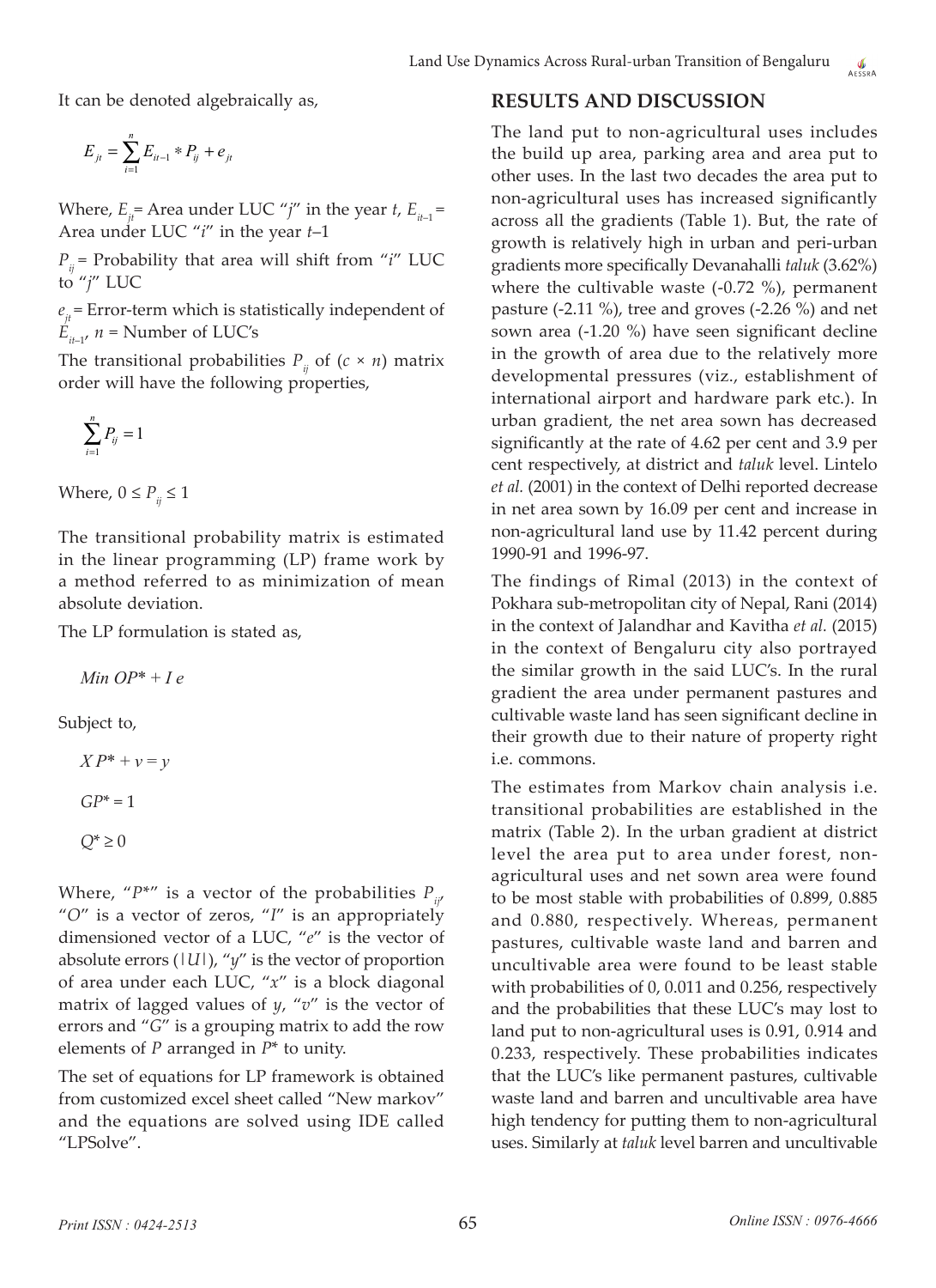It can be denoted algebraically as,

$$E_{jt} = \sum_{i=1}^{n} E_{it-1} * P_{ij} + e_{jt}$$

Where, $E_{jt}$= Area under LUC "*j*" in the year *t*, $E_{it-1}$ = Area under LUC "*i*" in the year *t*–1

$P_{ij}$ = Probability that area will shift from "*i*" LUC to "*j*" LUC

$e_{jt}$ = Error-term which is statistically independent of $E_{it-1}$, *n* = Number of LUC's

The transitional probabilities $P_{ij}$ of ($c \times n$) matrix order will have the following properties,

$$\sum_{i=1}^{n} P_{ij} = 1$$

Where, $0 \leq P_{ij} \leq 1$

The transitional probability matrix is estimated in the linear programming (LP) frame work by a method referred to as minimization of mean absolute deviation.

The LP formulation is stated as,

$$Min\ OP^* + I\ e$$

Subject to,

$$X\ P^* + v = y$$

$$GP^* = 1$$

$$Q^* \geq 0$$

Where, "$P^*$" is a vector of the probabilities $P_{ij}$, "*O*" is a vector of zeros, "*I*" is an appropriately dimensioned vector of a LUC, "*e*" is the vector of absolute errors ($|U|$), "*y*" is the vector of proportion of area under each LUC, "*x*" is a block diagonal matrix of lagged values of *y*, "*v*" is the vector of errors and "*G*" is a grouping matrix to add the row elements of *P* arranged in $P^*$ to unity.

The set of equations for LP framework is obtained from customized excel sheet called "New markov" and the equations are solved using IDE called "LPSolve".

## RESULTS AND DISCUSSION

The land put to non-agricultural uses includes the build up area, parking area and area put to other uses. In the last two decades the area put to non-agricultural uses has increased significantly across all the gradients (Table 1). But, the rate of growth is relatively high in urban and peri-urban gradients more specifically Devanahalli *taluk* (3.62%) where the cultivable waste (-0.72 %), permanent pasture (-2.11 %), tree and groves (-2.26 %) and net sown area (-1.20 %) have seen significant decline in the growth of area due to the relatively more developmental pressures (viz., establishment of international airport and hardware park etc.). In urban gradient, the net area sown has decreased significantly at the rate of 4.62 per cent and 3.9 per cent respectively, at district and *taluk* level. Lintelo *et al.* (2001) in the context of Delhi reported decrease in net area sown by 16.09 per cent and increase in non-agricultural land use by 11.42 percent during 1990-91 and 1996-97.

The findings of Rimal (2013) in the context of Pokhara sub-metropolitan city of Nepal, Rani (2014) in the context of Jalandhar and Kavitha *et al.* (2015) in the context of Bengaluru city also portrayed the similar growth in the said LUC's. In the rural gradient the area under permanent pastures and cultivable waste land has seen significant decline in their growth due to their nature of property right i.e. commons.

The estimates from Markov chain analysis i.e. transitional probabilities are established in the matrix (Table 2). In the urban gradient at district level the area put to area under forest, non-agricultural uses and net sown area were found to be most stable with probabilities of 0.899, 0.885 and 0.880, respectively. Whereas, permanent pastures, cultivable waste land and barren and uncultivable area were found to be least stable with probabilities of 0, 0.011 and 0.256, respectively and the probabilities that these LUC's may lost to land put to non-agricultural uses is 0.91, 0.914 and 0.233, respectively. These probabilities indicates that the LUC's like permanent pastures, cultivable waste land and barren and uncultivable area have high tendency for putting them to non-agricultural uses. Similarly at *taluk* level barren and uncultivable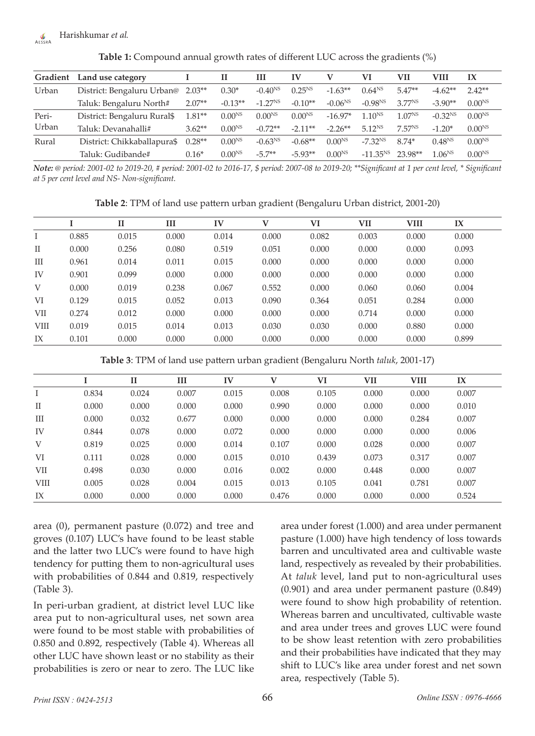**Table 1:** Compound annual growth rates of different LUC across the gradients (%)

| Gradient | Land use category | I | II | III | IV | V | VI | VII | VIII | IX |
|---|---|---|---|---|---|---|---|---|---|---|
| Urban | District: Bengaluru Urban@ | 2.03** | 0.30* | -0.40$^{NS}$ | 0.25$^{NS}$ | -1.63** | 0.64$^{NS}$ | 5.47** | -4.62** | 2.42** |
| | Taluk: Bengaluru North# | 2.07** | -0.13** | -1.27$^{NS}$ | -0.10** | -0.06$^{NS}$ | -0.98$^{NS}$ | 3.77$^{NS}$ | -3.90** | 0.00$^{NS}$ |
| Peri-Urban | District: Bengaluru Rural$ | 1.81** | 0.00$^{NS}$ | 0.00$^{NS}$ | 0.00$^{NS}$ | -16.97* | 1.10$^{NS}$ | 1.07$^{NS}$ | -0.32$^{NS}$ | 0.00$^{NS}$ |
| | Taluk: Devanahalli# | 3.62** | 0.00$^{NS}$ | -0.72** | -2.11** | -2.26** | 5.12$^{NS}$ | 7.57$^{NS}$ | -1.20* | 0.00$^{NS}$ |
| Rural | District: Chikkaballapura$ | 0.28** | 0.00$^{NS}$ | -0.63$^{NS}$ | -0.68** | 0.00$^{NS}$ | -7.32$^{NS}$ | 8.74* | 0.48$^{NS}$ | 0.00$^{NS}$ |
| | Taluk: Gudibande# | 0.16* | 0.00$^{NS}$ | -5.7** | -5.93** | 0.00$^{NS}$ | -11.35$^{NS}$ | 23.98** | 1.06$^{NS}$ | 0.00$^{NS}$ |

***Note:*** *@ period: 2001-02 to 2019-20, # period: 2001-02 to 2016-17, $ period: 2007-08 to 2019-20; **Significant at 1 per cent level, * Significant at 5 per cent level and NS- Non-significant.*

**Table 2**: TPM of land use pattern urban gradient (Bengaluru Urban district, 2001-20)

| | I | II | III | IV | V | VI | VII | VIII | IX |
|---|---|---|---|---|---|---|---|---|---|
| I | 0.885 | 0.015 | 0.000 | 0.014 | 0.000 | 0.082 | 0.003 | 0.000 | 0.000 |
| II | 0.000 | 0.256 | 0.080 | 0.519 | 0.051 | 0.000 | 0.000 | 0.000 | 0.093 |
| III | 0.961 | 0.014 | 0.011 | 0.015 | 0.000 | 0.000 | 0.000 | 0.000 | 0.000 |
| IV | 0.901 | 0.099 | 0.000 | 0.000 | 0.000 | 0.000 | 0.000 | 0.000 | 0.000 |
| V | 0.000 | 0.019 | 0.238 | 0.067 | 0.552 | 0.000 | 0.060 | 0.060 | 0.004 |
| VI | 0.129 | 0.015 | 0.052 | 0.013 | 0.090 | 0.364 | 0.051 | 0.284 | 0.000 |
| VII | 0.274 | 0.012 | 0.000 | 0.000 | 0.000 | 0.000 | 0.714 | 0.000 | 0.000 |
| VIII | 0.019 | 0.015 | 0.014 | 0.013 | 0.030 | 0.030 | 0.000 | 0.880 | 0.000 |
| IX | 0.101 | 0.000 | 0.000 | 0.000 | 0.000 | 0.000 | 0.000 | 0.000 | 0.899 |

**Table 3**: TPM of land use pattern urban gradient (Bengaluru North *taluk*, 2001-17)

| | I | II | III | IV | V | VI | VII | VIII | IX |
|---|---|---|---|---|---|---|---|---|---|
| I | 0.834 | 0.024 | 0.007 | 0.015 | 0.008 | 0.105 | 0.000 | 0.000 | 0.007 |
| II | 0.000 | 0.000 | 0.000 | 0.000 | 0.990 | 0.000 | 0.000 | 0.000 | 0.010 |
| III | 0.000 | 0.032 | 0.677 | 0.000 | 0.000 | 0.000 | 0.000 | 0.284 | 0.007 |
| IV | 0.844 | 0.078 | 0.000 | 0.072 | 0.000 | 0.000 | 0.000 | 0.000 | 0.006 |
| V | 0.819 | 0.025 | 0.000 | 0.014 | 0.107 | 0.000 | 0.028 | 0.000 | 0.007 |
| VI | 0.111 | 0.028 | 0.000 | 0.015 | 0.010 | 0.439 | 0.073 | 0.317 | 0.007 |
| VII | 0.498 | 0.030 | 0.000 | 0.016 | 0.002 | 0.000 | 0.448 | 0.000 | 0.007 |
| VIII | 0.005 | 0.028 | 0.004 | 0.015 | 0.013 | 0.105 | 0.041 | 0.781 | 0.007 |
| IX | 0.000 | 0.000 | 0.000 | 0.000 | 0.476 | 0.000 | 0.000 | 0.000 | 0.524 |

area (0), permanent pasture (0.072) and tree and groves (0.107) LUC's have found to be least stable and the latter two LUC's were found to have high tendency for putting them to non-agricultural uses with probabilities of 0.844 and 0.819, respectively (Table 3).

In peri-urban gradient, at district level LUC like area put to non-agricultural uses, net sown area were found to be most stable with probabilities of 0.850 and 0.892, respectively (Table 4). Whereas all other LUC have shown least or no stability as their probabilities is zero or near to zero. The LUC like area under forest (1.000) and area under permanent pasture (1.000) have high tendency of loss towards barren and uncultivated area and cultivable waste land, respectively as revealed by their probabilities. At *taluk* level, land put to non-agricultural uses (0.901) and area under permanent pasture (0.849) were found to show high probability of retention. Whereas barren and uncultivated, cultivable waste and area under trees and groves LUC were found to be show least retention with zero probabilities and their probabilities have indicated that they may shift to LUC's like area under forest and net sown area, respectively (Table 5).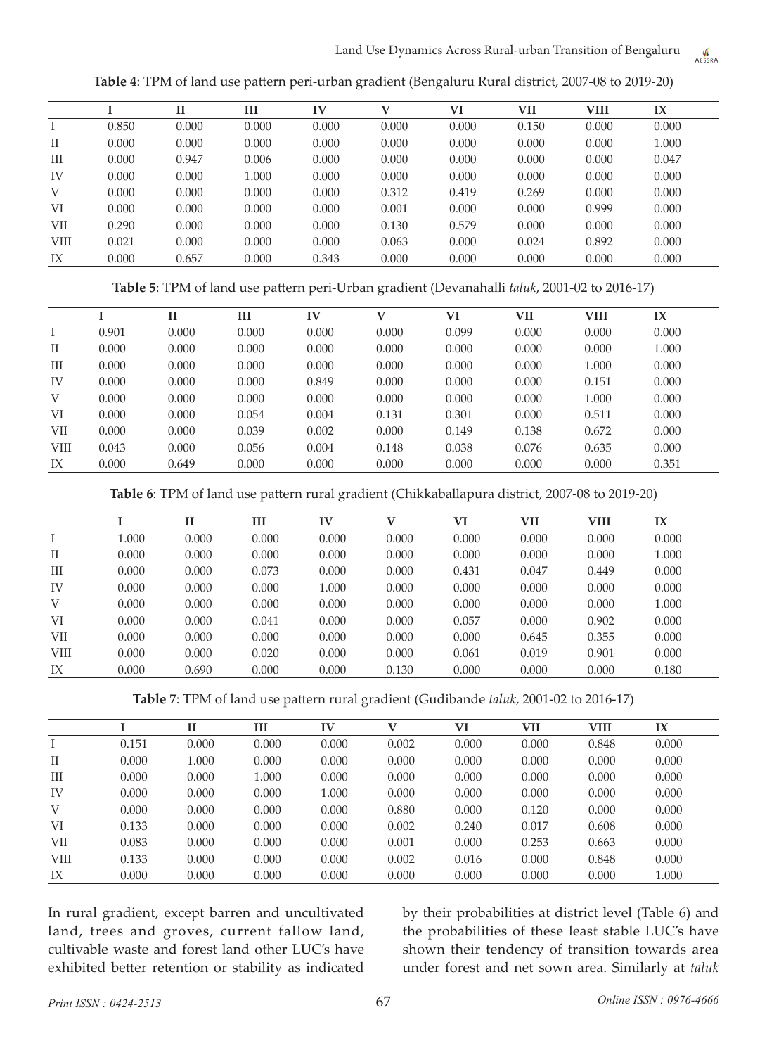**Table 4**: TPM of land use pattern peri-urban gradient (Bengaluru Rural district, 2007-08 to 2019-20)

| | I | II | III | IV | V | VI | VII | VIII | IX |
|---|---|---|---|---|---|---|---|---|---|
| I | 0.850 | 0.000 | 0.000 | 0.000 | 0.000 | 0.000 | 0.150 | 0.000 | 0.000 |
| II | 0.000 | 0.000 | 0.000 | 0.000 | 0.000 | 0.000 | 0.000 | 0.000 | 1.000 |
| III | 0.000 | 0.947 | 0.006 | 0.000 | 0.000 | 0.000 | 0.000 | 0.000 | 0.047 |
| IV | 0.000 | 0.000 | 1.000 | 0.000 | 0.000 | 0.000 | 0.000 | 0.000 | 0.000 |
| V | 0.000 | 0.000 | 0.000 | 0.000 | 0.312 | 0.419 | 0.269 | 0.000 | 0.000 |
| VI | 0.000 | 0.000 | 0.000 | 0.000 | 0.001 | 0.000 | 0.000 | 0.999 | 0.000 |
| VII | 0.290 | 0.000 | 0.000 | 0.000 | 0.130 | 0.579 | 0.000 | 0.000 | 0.000 |
| VIII | 0.021 | 0.000 | 0.000 | 0.000 | 0.063 | 0.000 | 0.024 | 0.892 | 0.000 |
| IX | 0.000 | 0.657 | 0.000 | 0.343 | 0.000 | 0.000 | 0.000 | 0.000 | 0.000 |

**Table 5**: TPM of land use pattern peri-Urban gradient (Devanahalli *taluk*, 2001-02 to 2016-17)

| | I | II | III | IV | V | VI | VII | VIII | IX |
|---|---|---|---|---|---|---|---|---|---|
| I | 0.901 | 0.000 | 0.000 | 0.000 | 0.000 | 0.099 | 0.000 | 0.000 | 0.000 |
| II | 0.000 | 0.000 | 0.000 | 0.000 | 0.000 | 0.000 | 0.000 | 0.000 | 1.000 |
| III | 0.000 | 0.000 | 0.000 | 0.000 | 0.000 | 0.000 | 0.000 | 1.000 | 0.000 |
| IV | 0.000 | 0.000 | 0.000 | 0.849 | 0.000 | 0.000 | 0.000 | 0.151 | 0.000 |
| V | 0.000 | 0.000 | 0.000 | 0.000 | 0.000 | 0.000 | 0.000 | 1.000 | 0.000 |
| VI | 0.000 | 0.000 | 0.054 | 0.004 | 0.131 | 0.301 | 0.000 | 0.511 | 0.000 |
| VII | 0.000 | 0.000 | 0.039 | 0.002 | 0.000 | 0.149 | 0.138 | 0.672 | 0.000 |
| VIII | 0.043 | 0.000 | 0.056 | 0.004 | 0.148 | 0.038 | 0.076 | 0.635 | 0.000 |
| IX | 0.000 | 0.649 | 0.000 | 0.000 | 0.000 | 0.000 | 0.000 | 0.000 | 0.351 |

**Table 6**: TPM of land use pattern rural gradient (Chikkaballapura district, 2007-08 to 2019-20)

| | I | II | III | IV | V | VI | VII | VIII | IX |
|---|---|---|---|---|---|---|---|---|---|
| I | 1.000 | 0.000 | 0.000 | 0.000 | 0.000 | 0.000 | 0.000 | 0.000 | 0.000 |
| II | 0.000 | 0.000 | 0.000 | 0.000 | 0.000 | 0.000 | 0.000 | 0.000 | 1.000 |
| III | 0.000 | 0.000 | 0.073 | 0.000 | 0.000 | 0.431 | 0.047 | 0.449 | 0.000 |
| IV | 0.000 | 0.000 | 0.000 | 1.000 | 0.000 | 0.000 | 0.000 | 0.000 | 0.000 |
| V | 0.000 | 0.000 | 0.000 | 0.000 | 0.000 | 0.000 | 0.000 | 0.000 | 1.000 |
| VI | 0.000 | 0.000 | 0.041 | 0.000 | 0.000 | 0.057 | 0.000 | 0.902 | 0.000 |
| VII | 0.000 | 0.000 | 0.000 | 0.000 | 0.000 | 0.000 | 0.645 | 0.355 | 0.000 |
| VIII | 0.000 | 0.000 | 0.020 | 0.000 | 0.000 | 0.061 | 0.019 | 0.901 | 0.000 |
| IX | 0.000 | 0.690 | 0.000 | 0.000 | 0.130 | 0.000 | 0.000 | 0.000 | 0.180 |

**Table 7**: TPM of land use pattern rural gradient (Gudibande *taluk*, 2001-02 to 2016-17)

| | I | II | III | IV | V | VI | VII | VIII | IX |
|---|---|---|---|---|---|---|---|---|---|
| I | 0.151 | 0.000 | 0.000 | 0.000 | 0.002 | 0.000 | 0.000 | 0.848 | 0.000 |
| II | 0.000 | 1.000 | 0.000 | 0.000 | 0.000 | 0.000 | 0.000 | 0.000 | 0.000 |
| III | 0.000 | 0.000 | 1.000 | 0.000 | 0.000 | 0.000 | 0.000 | 0.000 | 0.000 |
| IV | 0.000 | 0.000 | 0.000 | 1.000 | 0.000 | 0.000 | 0.000 | 0.000 | 0.000 |
| V | 0.000 | 0.000 | 0.000 | 0.000 | 0.880 | 0.000 | 0.120 | 0.000 | 0.000 |
| VI | 0.133 | 0.000 | 0.000 | 0.000 | 0.002 | 0.240 | 0.017 | 0.608 | 0.000 |
| VII | 0.083 | 0.000 | 0.000 | 0.000 | 0.001 | 0.000 | 0.253 | 0.663 | 0.000 |
| VIII | 0.133 | 0.000 | 0.000 | 0.000 | 0.002 | 0.016 | 0.000 | 0.848 | 0.000 |
| IX | 0.000 | 0.000 | 0.000 | 0.000 | 0.000 | 0.000 | 0.000 | 0.000 | 1.000 |

In rural gradient, except barren and uncultivated land, trees and groves, current fallow land, cultivable waste and forest land other LUC's have exhibited better retention or stability as indicated by their probabilities at district level (Table 6) and the probabilities of these least stable LUC's have shown their tendency of transition towards area under forest and net sown area. Similarly at *taluk*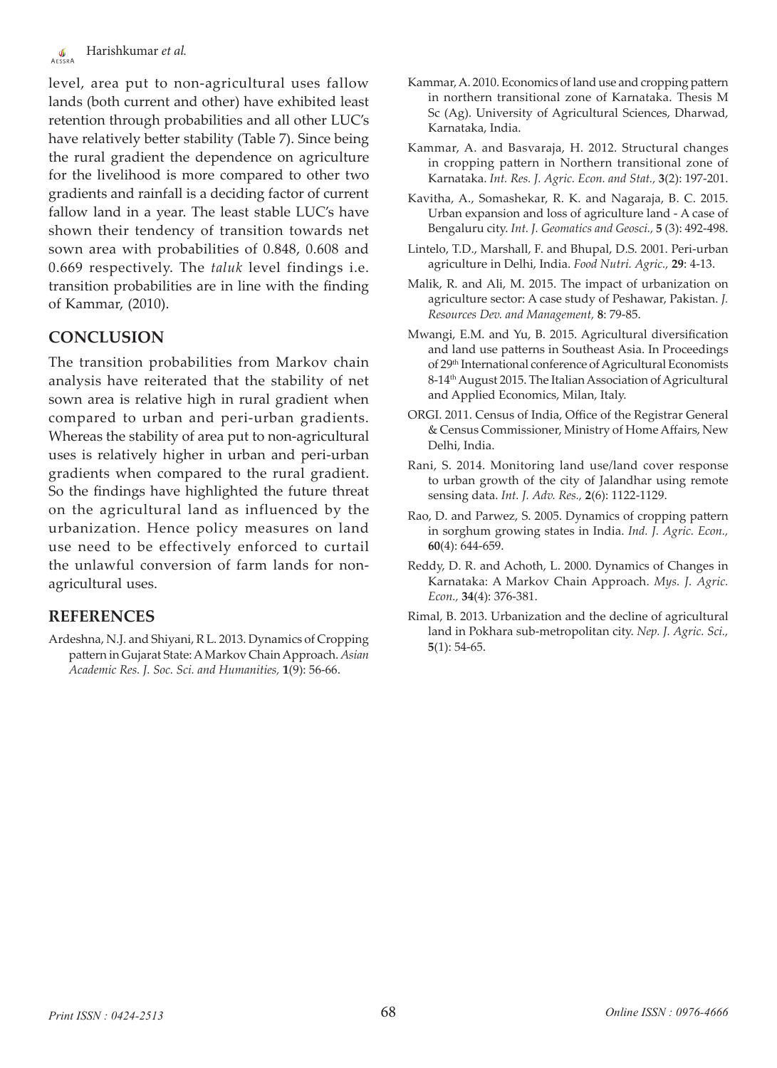level, area put to non-agricultural uses fallow lands (both current and other) have exhibited least retention through probabilities and all other LUC's have relatively better stability (Table 7). Since being the rural gradient the dependence on agriculture for the livelihood is more compared to other two gradients and rainfall is a deciding factor of current fallow land in a year. The least stable LUC's have shown their tendency of transition towards net sown area with probabilities of 0.848, 0.608 and 0.669 respectively. The *taluk* level findings i.e. transition probabilities are in line with the finding of Kammar, (2010).

## CONCLUSION

The transition probabilities from Markov chain analysis have reiterated that the stability of net sown area is relative high in rural gradient when compared to urban and peri-urban gradients. Whereas the stability of area put to non-agricultural uses is relatively higher in urban and peri-urban gradients when compared to the rural gradient. So the findings have highlighted the future threat on the agricultural land as influenced by the urbanization. Hence policy measures on land use need to be effectively enforced to curtail the unlawful conversion of farm lands for non-agricultural uses.

## REFERENCES

Ardeshna, N.J. and Shiyani, R L. 2013. Dynamics of Cropping pattern in Gujarat State: A Markov Chain Approach. *Asian Academic Res. J. Soc. Sci. and Humanities,* **1**(9): 56-66.

Kammar, A. 2010. Economics of land use and cropping pattern in northern transitional zone of Karnataka. Thesis M Sc (Ag). University of Agricultural Sciences, Dharwad, Karnataka, India.

Kammar, A. and Basvaraja, H. 2012. Structural changes in cropping pattern in Northern transitional zone of Karnataka. *Int. Res. J. Agric. Econ. and Stat.,* **3**(2): 197-201.

Kavitha, A., Somashekar, R. K. and Nagaraja, B. C. 2015. Urban expansion and loss of agriculture land - A case of Bengaluru city. *Int. J. Geomatics and Geosci.,* **5** (3): 492-498.

Lintelo, T.D., Marshall, F. and Bhupal, D.S. 2001. Peri-urban agriculture in Delhi, India. *Food Nutri. Agric.,* **29**: 4-13.

Malik, R. and Ali, M. 2015. The impact of urbanization on agriculture sector: A case study of Peshawar, Pakistan. *J. Resources Dev. and Management,* **8**: 79-85.

Mwangi, E.M. and Yu, B. 2015. Agricultural diversification and land use patterns in Southeast Asia. In Proceedings of 29th International conference of Agricultural Economists 8-14th August 2015. The Italian Association of Agricultural and Applied Economics, Milan, Italy.

ORGI. 2011. Census of India, Office of the Registrar General & Census Commissioner, Ministry of Home Affairs, New Delhi, India.

Rani, S. 2014. Monitoring land use/land cover response to urban growth of the city of Jalandhar using remote sensing data. *Int. J. Adv. Res.,* **2**(6): 1122-1129.

Rao, D. and Parwez, S. 2005. Dynamics of cropping pattern in sorghum growing states in India. *Ind. J. Agric. Econ.,* **60**(4): 644-659.

Reddy, D. R. and Achoth, L. 2000. Dynamics of Changes in Karnataka: A Markov Chain Approach. *Mys. J. Agric. Econ.,* **34**(4): 376-381.

Rimal, B. 2013. Urbanization and the decline of agricultural land in Pokhara sub-metropolitan city. *Nep. J. Agric. Sci.,* **5**(1): 54-65.